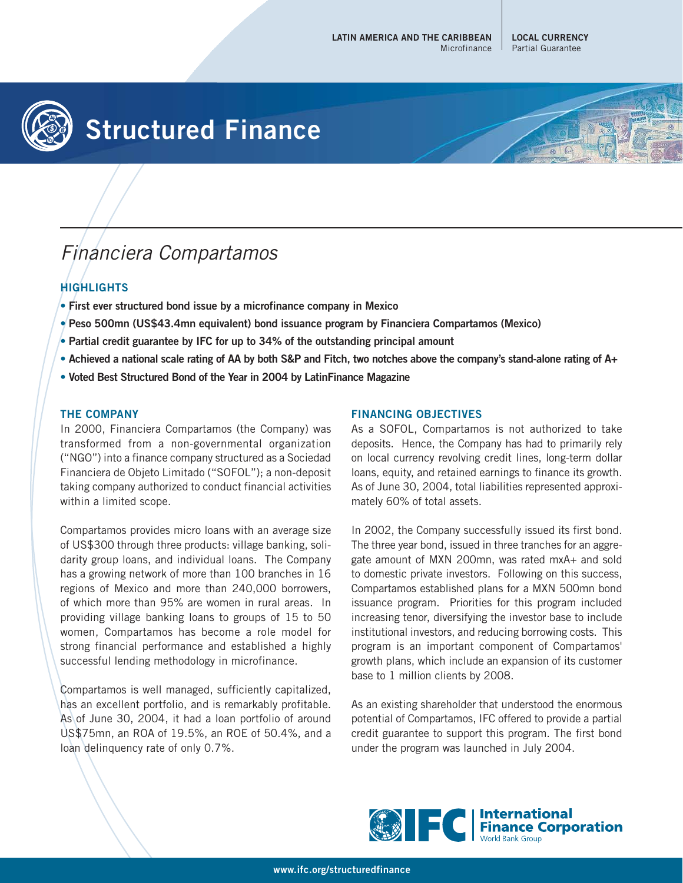LATIN AMERICA AND THE CARIBBEAN
Microfinance

LOCAL CURRENCY
Partial Guarantee

# Structured Finance

## *Financiera Compartamos*

### HIGHLIGHTS

- **First ever structured bond issue by a microfinance company in Mexico**
- **Peso 500mn (US$43.4mn equivalent) bond issuance program by Financiera Compartamos (Mexico)**
- **Partial credit guarantee by IFC for up to 34% of the outstanding principal amount**
- **Achieved a national scale rating of AA by both S&P and Fitch, two notches above the company's stand-alone rating of A+**
- **Voted Best Structured Bond of the Year in 2004 by LatinFinance Magazine**

### THE COMPANY

In 2000, Financiera Compartamos (the Company) was transformed from a non-governmental organization ("NGO") into a finance company structured as a Sociedad Financiera de Objeto Limitado ("SOFOL"); a non-deposit taking company authorized to conduct financial activities within a limited scope.

Compartamos provides micro loans with an average size of US$300 through three products: village banking, solidarity group loans, and individual loans. The Company has a growing network of more than 100 branches in 16 regions of Mexico and more than 240,000 borrowers, of which more than 95% are women in rural areas. In providing village banking loans to groups of 15 to 50 women, Compartamos has become a role model for strong financial performance and established a highly successful lending methodology in microfinance.

Compartamos is well managed, sufficiently capitalized, has an excellent portfolio, and is remarkably profitable. As of June 30, 2004, it had a loan portfolio of around US$75mn, an ROA of 19.5%, an ROE of 50.4%, and a loan delinquency rate of only 0.7%.

### FINANCING OBJECTIVES

As a SOFOL, Compartamos is not authorized to take deposits. Hence, the Company has had to primarily rely on local currency revolving credit lines, long-term dollar loans, equity, and retained earnings to finance its growth. As of June 30, 2004, total liabilities represented approximately 60% of total assets.

In 2002, the Company successfully issued its first bond. The three year bond, issued in three tranches for an aggregate amount of MXN 200mn, was rated mxA+ and sold to domestic private investors. Following on this success, Compartamos established plans for a MXN 500mn bond issuance program. Priorities for this program included increasing tenor, diversifying the investor base to include institutional investors, and reducing borrowing costs. This program is an important component of Compartamos' growth plans, which include an expansion of its customer base to 1 million clients by 2008.

As an existing shareholder that understood the enormous potential of Compartamos, IFC offered to provide a partial credit guarantee to support this program. The first bond under the program was launched in July 2004.

IFC | International Finance Corporation
World Bank Group

www.ifc.org/structuredfinance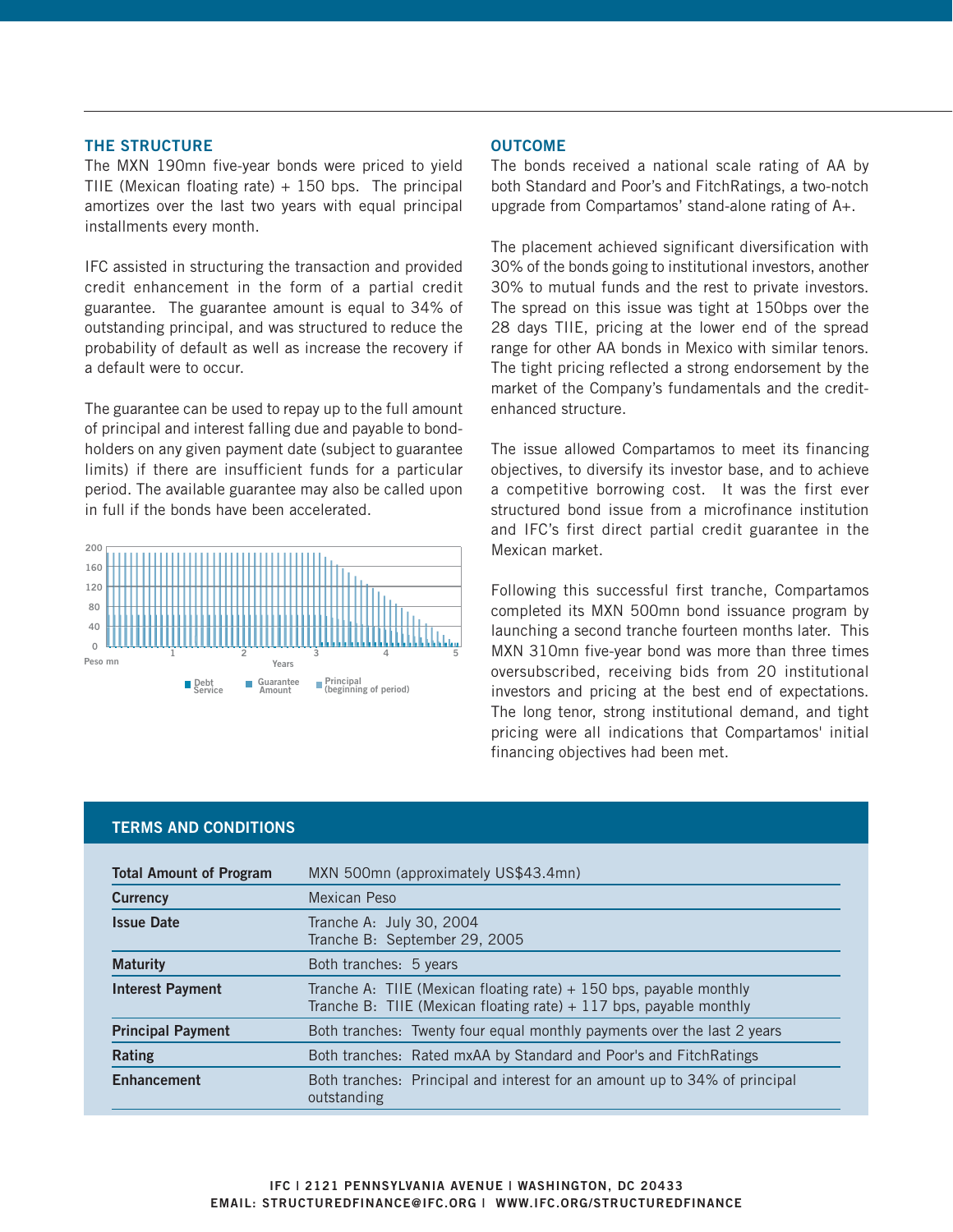## THE STRUCTURE

The MXN 190mn five-year bonds were priced to yield TIIE (Mexican floating rate) + 150 bps. The principal amortizes over the last two years with equal principal installments every month.

IFC assisted in structuring the transaction and provided credit enhancement in the form of a partial credit guarantee. The guarantee amount is equal to 34% of outstanding principal, and was structured to reduce the probability of default as well as increase the recovery if a default were to occur.

The guarantee can be used to repay up to the full amount of principal and interest falling due and payable to bondholders on any given payment date (subject to guarantee limits) if there are insufficient funds for a particular period. The available guarantee may also be called upon in full if the bonds have been accelerated.

200
160
120
80
40
0
Peso mn
1
2
3
4
5
Years
Debt Service
Guarantee Amount
Principal (beginning of period)

## OUTCOME

The bonds received a national scale rating of AA by both Standard and Poor's and FitchRatings, a two-notch upgrade from Compartamos' stand-alone rating of A+.

The placement achieved significant diversification with 30% of the bonds going to institutional investors, another 30% to mutual funds and the rest to private investors. The spread on this issue was tight at 150bps over the 28 days TIIE, pricing at the lower end of the spread range for other AA bonds in Mexico with similar tenors. The tight pricing reflected a strong endorsement by the market of the Company's fundamentals and the credit-enhanced structure.

The issue allowed Compartamos to meet its financing objectives, to diversify its investor base, and to achieve a competitive borrowing cost. It was the first ever structured bond issue from a microfinance institution and IFC's first direct partial credit guarantee in the Mexican market.

Following this successful first tranche, Compartamos completed its MXN 500mn bond issuance program by launching a second tranche fourteen months later. This MXN 310mn five-year bond was more than three times oversubscribed, receiving bids from 20 institutional investors and pricing at the best end of expectations. The long tenor, strong institutional demand, and tight pricing were all indications that Compartamos' initial financing objectives had been met.

## TERMS AND CONDITIONS

| | |
|---|---|
| **Total Amount of Program** | MXN 500mn (approximately US$43.4mn) |
| **Currency** | Mexican Peso |
| **Issue Date** | Tranche A: July 30, 2004<br>Tranche B: September 29, 2005 |
| **Maturity** | Both tranches: 5 years |
| **Interest Payment** | Tranche A: TIIE (Mexican floating rate) + 150 bps, payable monthly<br>Tranche B: TIIE (Mexican floating rate) + 117 bps, payable monthly |
| **Principal Payment** | Both tranches: Twenty four equal monthly payments over the last 2 years |
| **Rating** | Both tranches: Rated mxAA by Standard and Poor's and FitchRatings |
| **Enhancement** | Both tranches: Principal and interest for an amount up to 34% of principal outstanding |

IFC | 2121 PENNSYLVANIA AVENUE | WASHINGTON, DC 20433
EMAIL: STRUCTUREDFINANCE@IFC.ORG | WWW.IFC.ORG/STRUCTUREDFINANCE